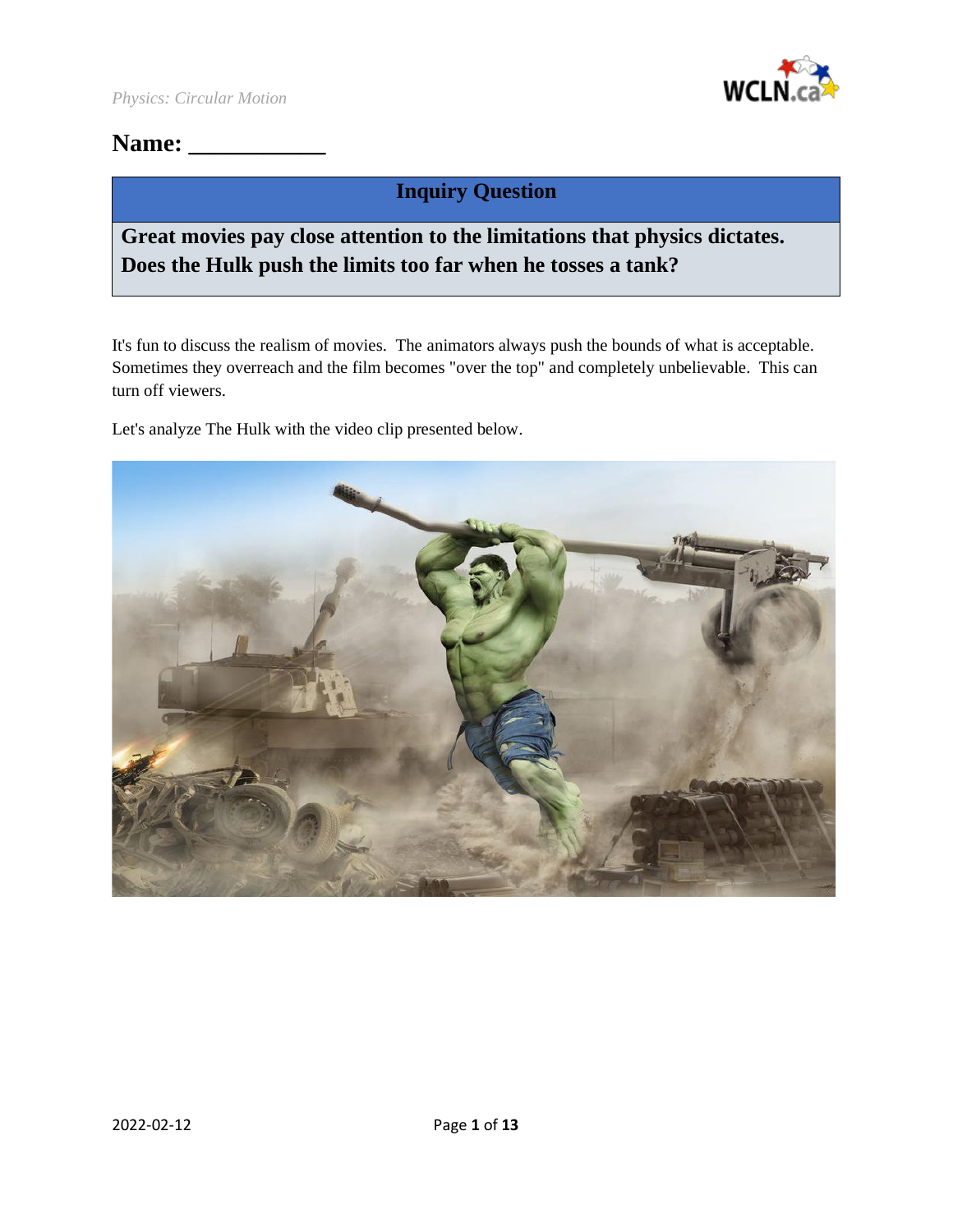Name: ___________

## Inquiry Question

**Great movies pay close attention to the limitations that physics dictates. Does the Hulk push the limits too far when he tosses a tank?**

It's fun to discuss the realism of movies. The animators always push the bounds of what is acceptable. Sometimes they overreach and the film becomes "over the top" and completely unbelievable. This can turn off viewers.

Let's analyze The Hulk with the video clip presented below.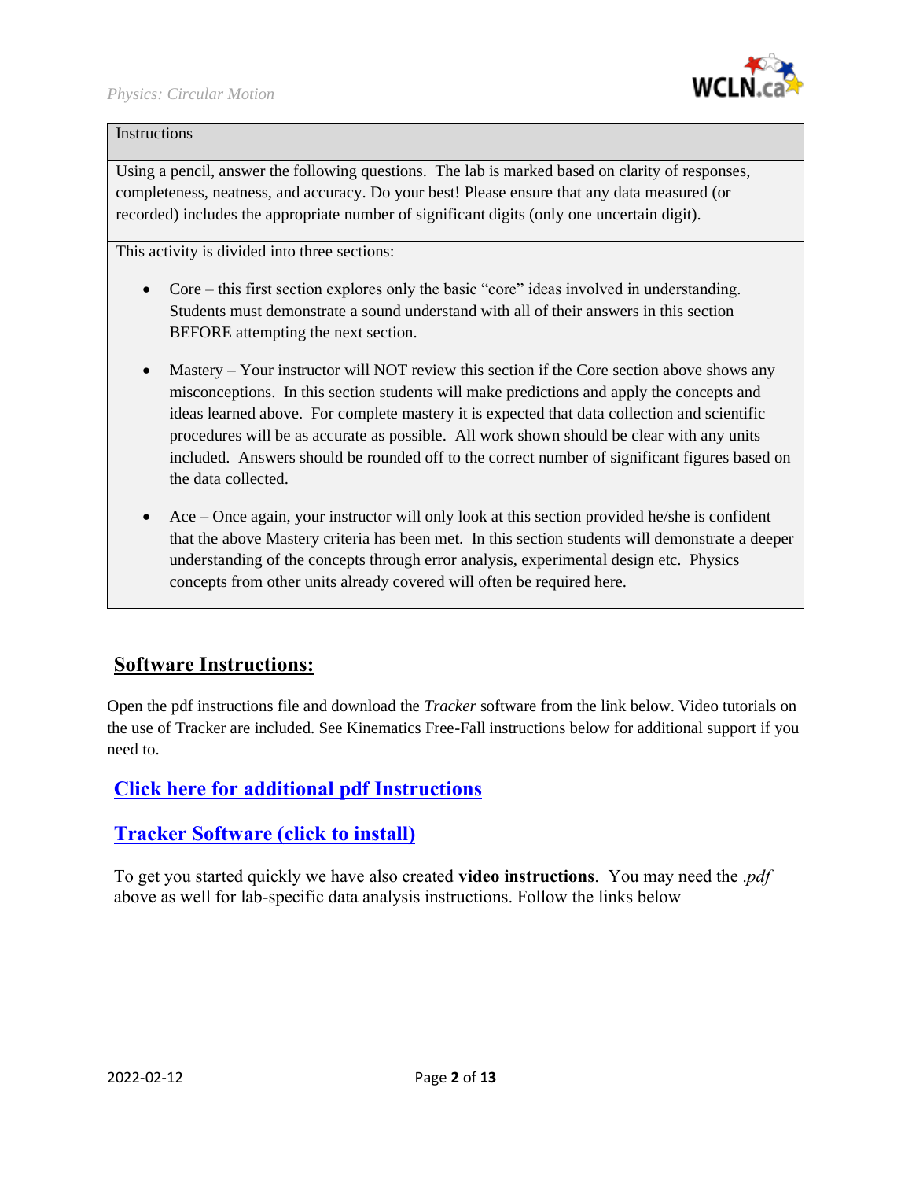| Instructions |
| --- |
| Using a pencil, answer the following questions. The lab is marked based on clarity of responses, completeness, neatness, and accuracy. Do your best! Please ensure that any data measured (or recorded) includes the appropriate number of significant digits (only one uncertain digit). |

This activity is divided into three sections:

- Core – this first section explores only the basic "core" ideas involved in understanding. Students must demonstrate a sound understand with all of their answers in this section BEFORE attempting the next section.
- Mastery – Your instructor will NOT review this section if the Core section above shows any misconceptions. In this section students will make predictions and apply the concepts and ideas learned above. For complete mastery it is expected that data collection and scientific procedures will be as accurate as possible. All work shown should be clear with any units included. Answers should be rounded off to the correct number of significant figures based on the data collected.
- Ace – Once again, your instructor will only look at this section provided he/she is confident that the above Mastery criteria has been met. In this section students will demonstrate a deeper understanding of the concepts through error analysis, experimental design etc. Physics concepts from other units already covered will often be required here.

## Software Instructions:

Open the pdf instructions file and download the *Tracker* software from the link below. Video tutorials on the use of Tracker are included. See Kinematics Free-Fall instructions below for additional support if you need to.

### Click here for additional pdf Instructions

### Tracker Software (click to install)

To get you started quickly we have also created **video instructions**. You may need the *.pdf* above as well for lab-specific data analysis instructions. Follow the links below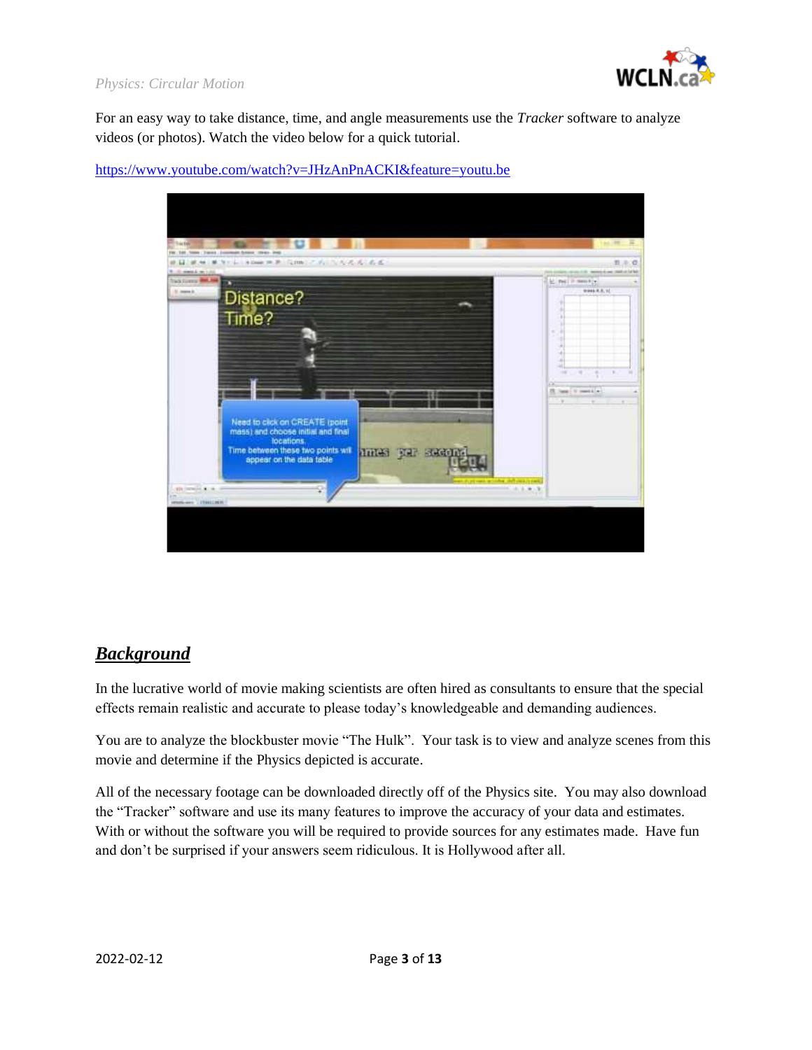For an easy way to take distance, time, and angle measurements use the *Tracker* software to analyze videos (or photos). Watch the video below for a quick tutorial.

https://www.youtube.com/watch?v=JHzAnPnACKI&feature=youtu.be

## ***Background***

In the lucrative world of movie making scientists are often hired as consultants to ensure that the special effects remain realistic and accurate to please today's knowledgeable and demanding audiences.

You are to analyze the blockbuster movie "The Hulk". Your task is to view and analyze scenes from this movie and determine if the Physics depicted is accurate.

All of the necessary footage can be downloaded directly off of the Physics site. You may also download the "Tracker" software and use its many features to improve the accuracy of your data and estimates. With or without the software you will be required to provide sources for any estimates made. Have fun and don't be surprised if your answers seem ridiculous. It is Hollywood after all.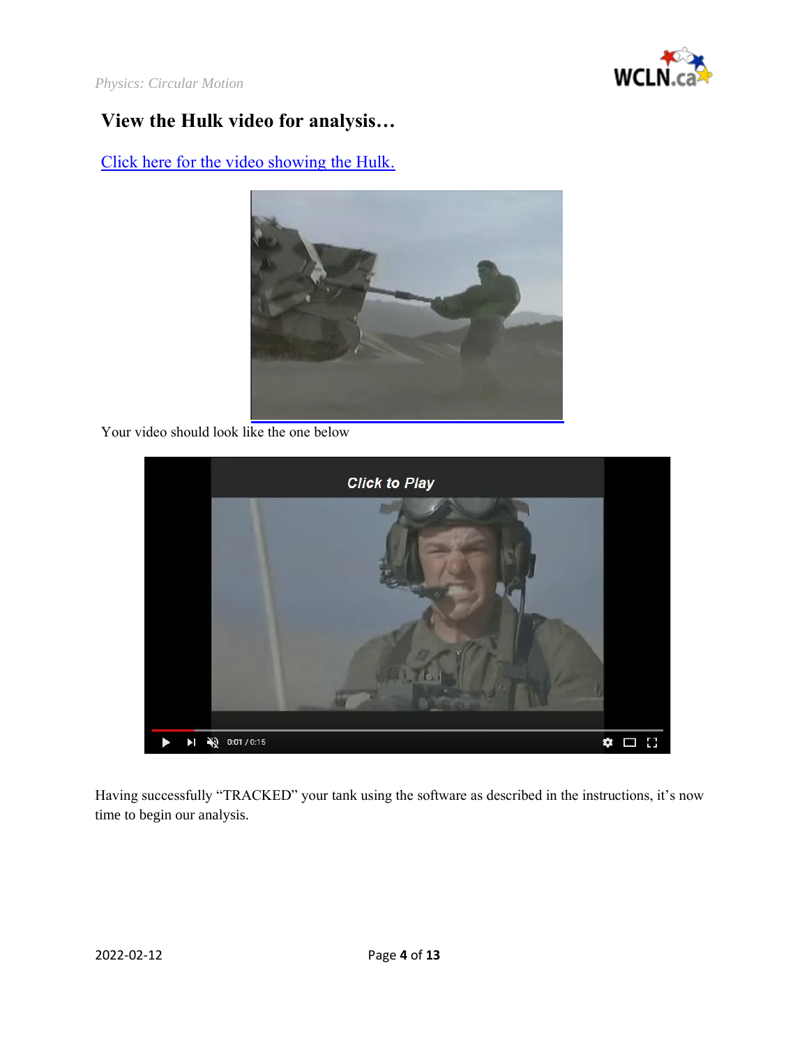## View the Hulk video for analysis…

[Click here for the video showing the Hulk.](#)

Your video should look like the one below

Having successfully "TRACKED" your tank using the software as described in the instructions, it's now time to begin our analysis.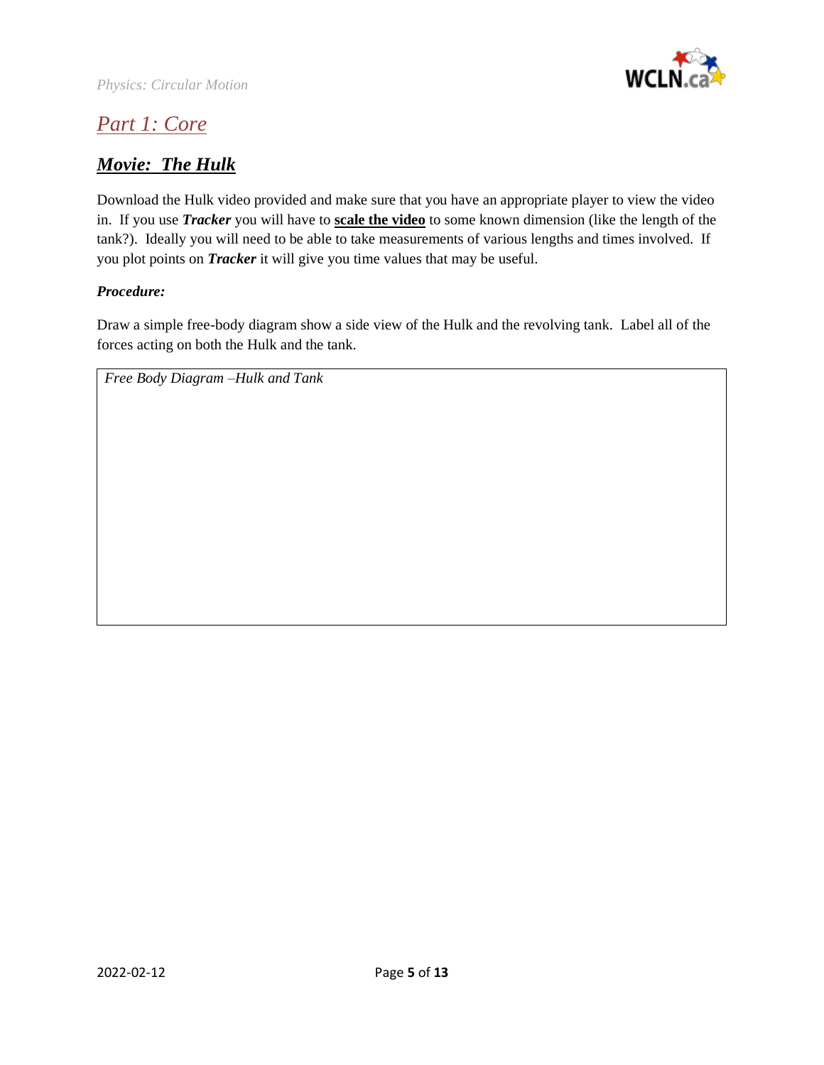## *Part 1: Core*

### ***Movie: The Hulk***

Download the Hulk video provided and make sure that you have an appropriate player to view the video in. If you use ***Tracker*** you will have to **scale the video** to some known dimension (like the length of the tank?). Ideally you will need to be able to take measurements of various lengths and times involved. If you plot points on ***Tracker*** it will give you time values that may be useful.

***Procedure:***

Draw a simple free-body diagram show a side view of the Hulk and the revolving tank. Label all of the forces acting on both the Hulk and the tank.

| *Free Body Diagram –Hulk and Tank* |
| --- |
| |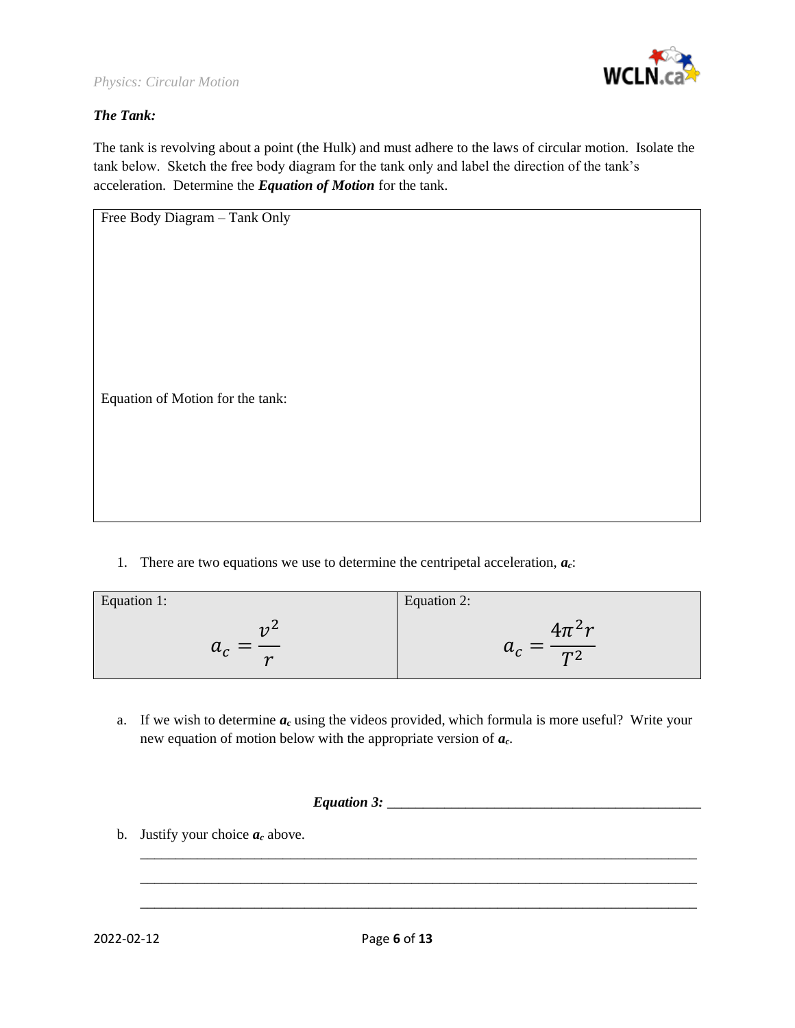***The Tank:***

The tank is revolving about a point (the Hulk) and must adhere to the laws of circular motion. Isolate the tank below. Sketch the free body diagram for the tank only and label the direction of the tank's acceleration. Determine the ***Equation of Motion*** for the tank.

| Free Body Diagram – Tank Only |
|---|
| <br><br><br><br><br>Equation of Motion for the tank:<br><br><br><br><br> |

1. There are two equations we use to determine the centripetal acceleration, $a_c$:

| Equation 1: | Equation 2: |
|---|---|
| $$a_c = \frac{v^2}{r}$$ | $$a_c = \frac{4\pi^2 r}{T^2}$$ |

a. If we wish to determine $a_c$ using the videos provided, which formula is more useful? Write your new equation of motion below with the appropriate version of $a_c$.

***Equation 3:*** ______________________________________________

b. Justify your choice $a_c$ above.

________________________________________________________________________________

________________________________________________________________________________

________________________________________________________________________________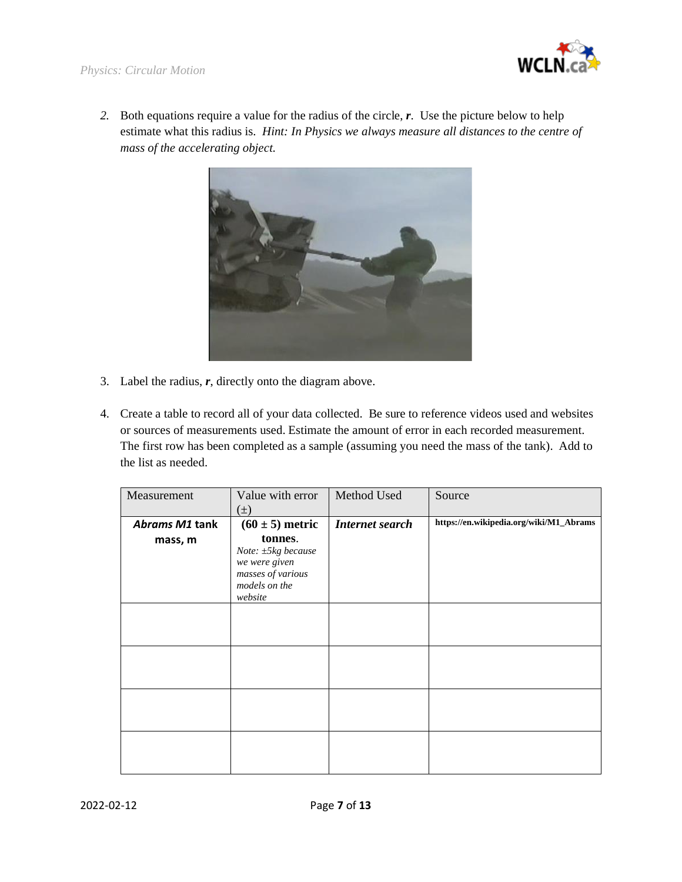2. Both equations require a value for the radius of the circle, ***r***. Use the picture below to help estimate what this radius is. *Hint: In Physics we always measure all distances to the centre of mass of the accelerating object.*

3. Label the radius, ***r***, directly onto the diagram above.

4. Create a table to record all of your data collected. Be sure to reference videos used and websites or sources of measurements used. Estimate the amount of error in each recorded measurement. The first row has been completed as a sample (assuming you need the mass of the tank). Add to the list as needed.

| Measurement | Value with error (±) | Method Used | Source |
|---|---|---|---|
| ***Abrams M1* tank mass, m** | **(60 ± 5) metric tonnes**. *Note: ±5kg because we were given masses of various models on the website* | ***Internet search*** | **https://en.wikipedia.org/wiki/M1_Abrams** |
| | | | |
| | | | |
| | | | |
| | | | |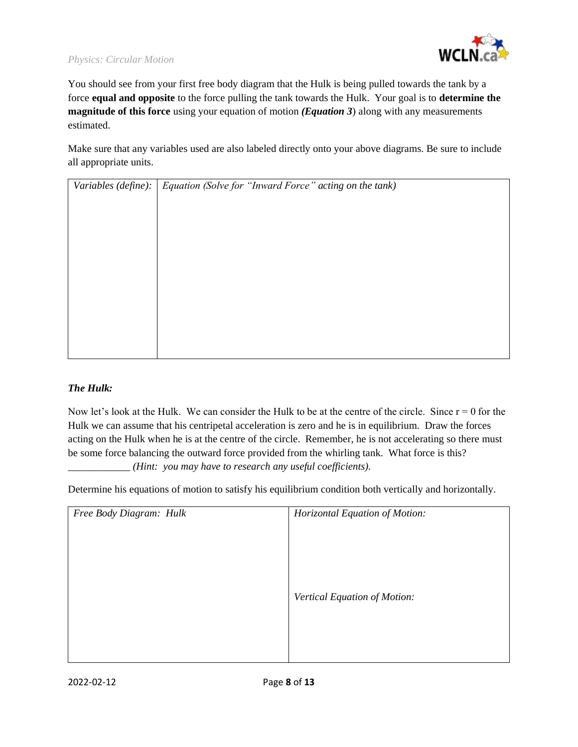You should see from your first free body diagram that the Hulk is being pulled towards the tank by a force **equal and opposite** to the force pulling the tank towards the Hulk. Your goal is to **determine the magnitude of this force** using your equation of motion ***(Equation 3)*** along with any measurements estimated.

Make sure that any variables used are also labeled directly onto your above diagrams. Be sure to include all appropriate units.

| *Variables (define):* | *Equation (Solve for "Inward Force" acting on the tank)* |
|---|---|
| | |

***The Hulk:***

Now let's look at the Hulk. We can consider the Hulk to be at the centre of the circle. Since r = 0 for the Hulk we can assume that his centripetal acceleration is zero and he is in equilibrium. Draw the forces acting on the Hulk when he is at the centre of the circle. Remember, he is not accelerating so there must be some force balancing the outward force provided from the whirling tank. What force is this? ____________ *(Hint: you may have to research any useful coefficients).*

Determine his equations of motion to satisfy his equilibrium condition both vertically and horizontally.

| *Free Body Diagram: Hulk* | *Horizontal Equation of Motion:* |
|---|---|
| | *Vertical Equation of Motion:* |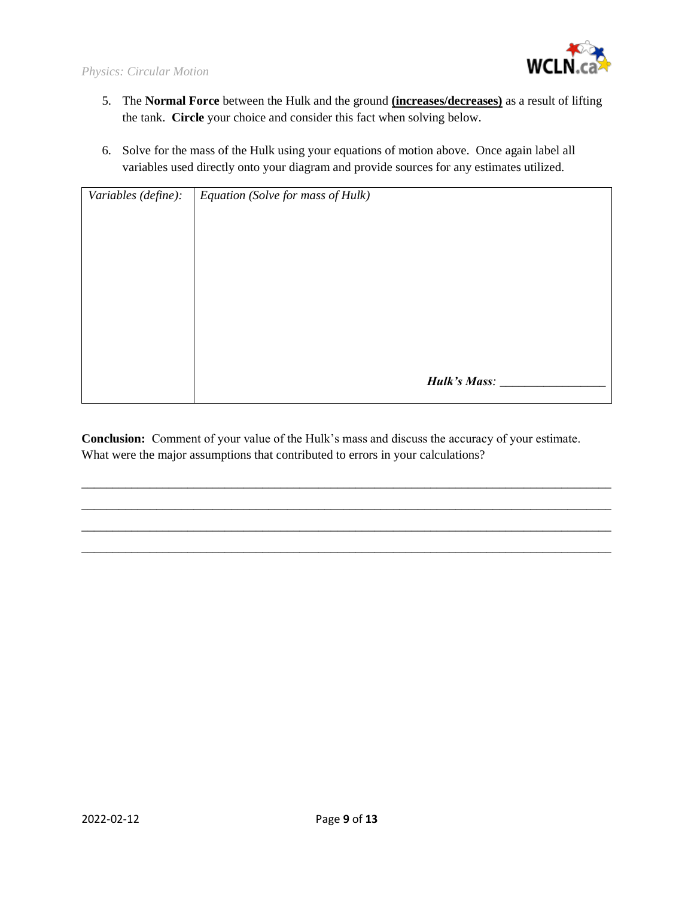5. The **Normal Force** between the Hulk and the ground **(increases/decreases)** as a result of lifting the tank. **Circle** your choice and consider this fact when solving below.

6. Solve for the mass of the Hulk using your equations of motion above. Once again label all variables used directly onto your diagram and provide sources for any estimates utilized.

| *Variables (define):* | *Equation (Solve for mass of Hulk)* |
| --- | --- |
| | ***Hulk's Mass:*** ________________ |

**Conclusion:** Comment of your value of the Hulk's mass and discuss the accuracy of your estimate. What were the major assumptions that contributed to errors in your calculations?

______________________________________________________________________________

______________________________________________________________________________

______________________________________________________________________________

______________________________________________________________________________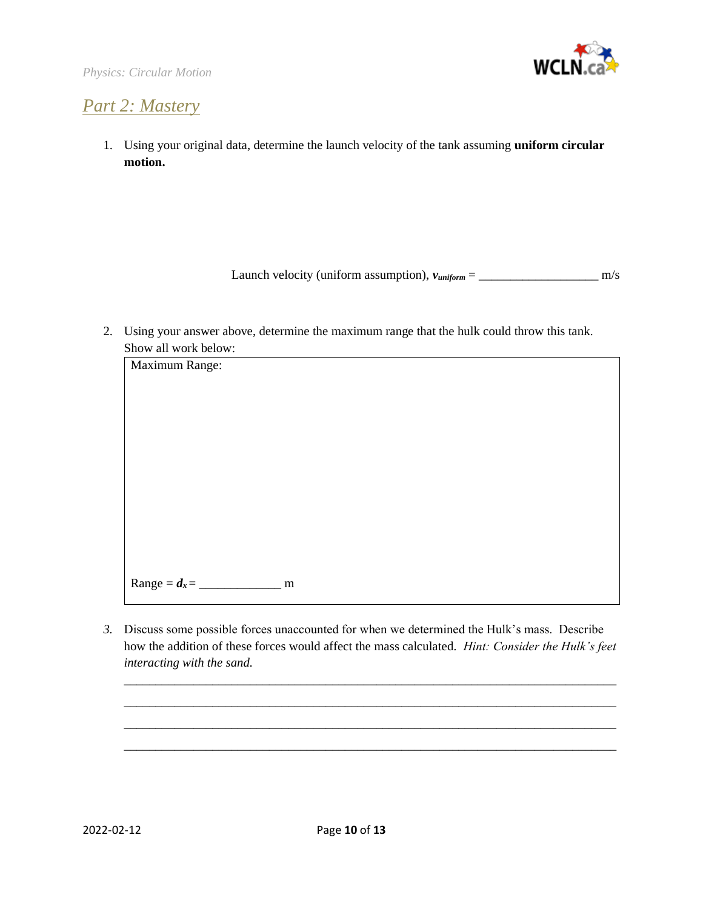## *Part 2: Mastery*

1. Using your original data, determine the launch velocity of the tank assuming **uniform circular motion.**

Launch velocity (uniform assumption), $\boldsymbol{v_{uniform}}$ = ___________________ m/s

2. Using your answer above, determine the maximum range that the hulk could throw this tank. Show all work below:

| Maximum Range: |
|---|
| Range = $\boldsymbol{d_x}$ = _____________ m |

3. Discuss some possible forces unaccounted for when we determined the Hulk's mass. Describe how the addition of these forces would affect the mass calculated. *Hint: Consider the Hulk's feet interacting with the sand.*

_______________________________________________________________________________

_______________________________________________________________________________

_______________________________________________________________________________

_______________________________________________________________________________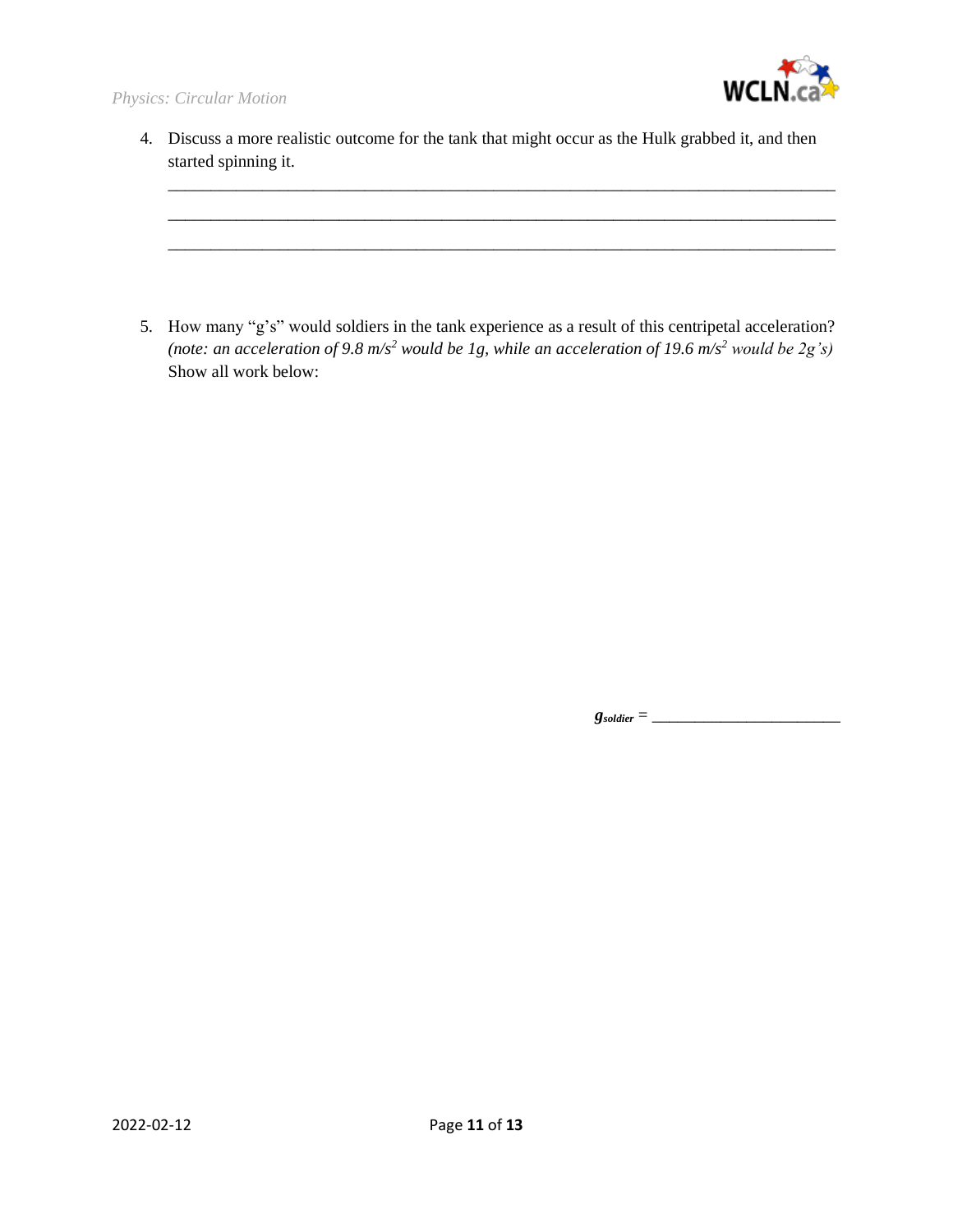4. Discuss a more realistic outcome for the tank that might occur as the Hulk grabbed it, and then started spinning it.

   \_\_\_\_\_\_\_\_\_\_\_\_\_\_\_\_\_\_\_\_\_\_\_\_\_\_\_\_\_\_\_\_\_\_\_\_\_\_\_\_\_\_\_\_\_\_\_\_\_\_\_\_\_\_\_\_\_\_\_\_\_\_\_\_\_\_\_\_\_\_

   \_\_\_\_\_\_\_\_\_\_\_\_\_\_\_\_\_\_\_\_\_\_\_\_\_\_\_\_\_\_\_\_\_\_\_\_\_\_\_\_\_\_\_\_\_\_\_\_\_\_\_\_\_\_\_\_\_\_\_\_\_\_\_\_\_\_\_\_\_\_

   \_\_\_\_\_\_\_\_\_\_\_\_\_\_\_\_\_\_\_\_\_\_\_\_\_\_\_\_\_\_\_\_\_\_\_\_\_\_\_\_\_\_\_\_\_\_\_\_\_\_\_\_\_\_\_\_\_\_\_\_\_\_\_\_\_\_\_\_\_\_

5. How many "g's" would soldiers in the tank experience as a result of this centripetal acceleration? *(note: an acceleration of 9.8 $m/s^2$ would be 1g, while an acceleration of 19.6 $m/s^2$ would be 2g's)* Show all work below:

$g_{soldier}$ = \_\_\_\_\_\_\_\_\_\_\_\_\_\_\_\_\_\_\_\_\_\_\_\_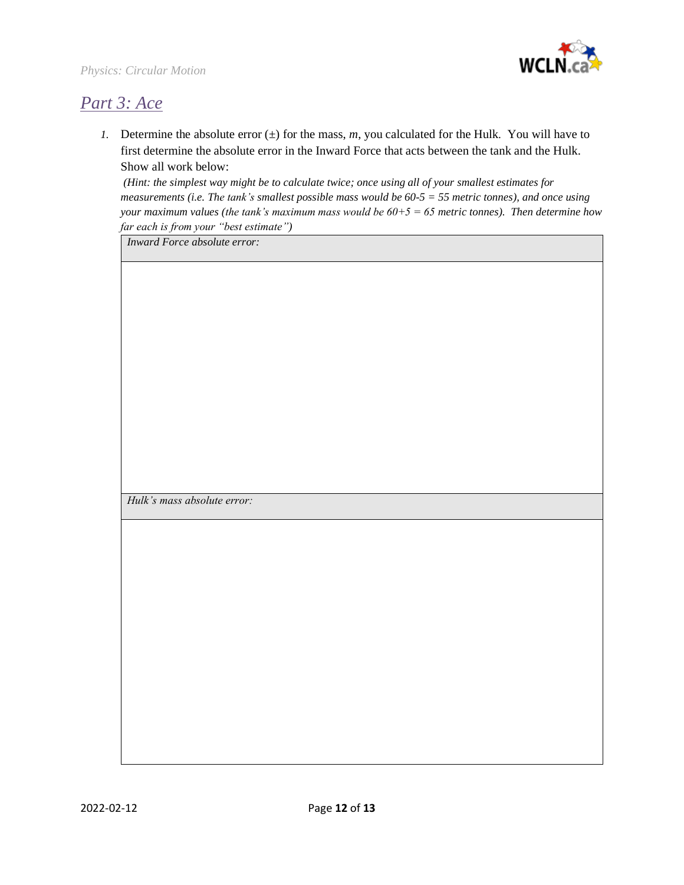## *Part 3: Ace*

1. Determine the absolute error (±) for the mass, *m*, you calculated for the Hulk. You will have to first determine the absolute error in the Inward Force that acts between the tank and the Hulk. Show all work below:

   *(Hint: the simplest way might be to calculate twice; once using all of your smallest estimates for measurements (i.e. The tank's smallest possible mass would be 60-5 = 55 metric tonnes), and once using your maximum values (the tank's maximum mass would be 60+5 = 65 metric tonnes). Then determine how far each is from your "best estimate")*

| *Inward Force absolute error:* |
| --- |
| |

| *Hulk's mass absolute error:* |
| --- |
| |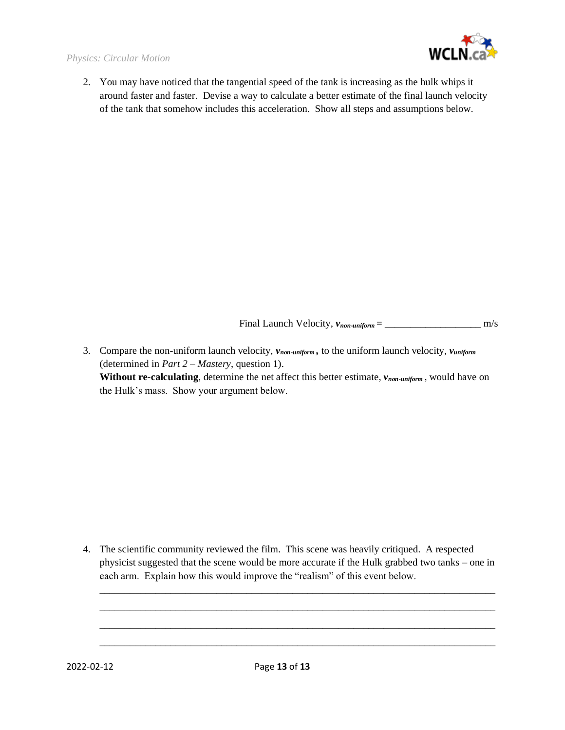2. You may have noticed that the tangential speed of the tank is increasing as the hulk whips it around faster and faster. Devise a way to calculate a better estimate of the final launch velocity of the tank that somehow includes this acceleration. Show all steps and assumptions below.

Final Launch Velocity, $v_{non\text{-}uniform}$ = ___________________ m/s

3. Compare the non-uniform launch velocity, $v_{non\text{-}uniform}$, to the uniform launch velocity, $v_{uniform}$ (determined in *Part 2 – Mastery*, question 1).
**Without re-calculating**, determine the net affect this better estimate, $v_{non\text{-}uniform}$, would have on the Hulk's mass. Show your argument below.

4. The scientific community reviewed the film. This scene was heavily critiqued. A respected physicist suggested that the scene would be more accurate if the Hulk grabbed two tanks – one in each arm. Explain how this would improve the "realism" of this event below.

_______________________________________________________________________________

_______________________________________________________________________________

_______________________________________________________________________________

_______________________________________________________________________________